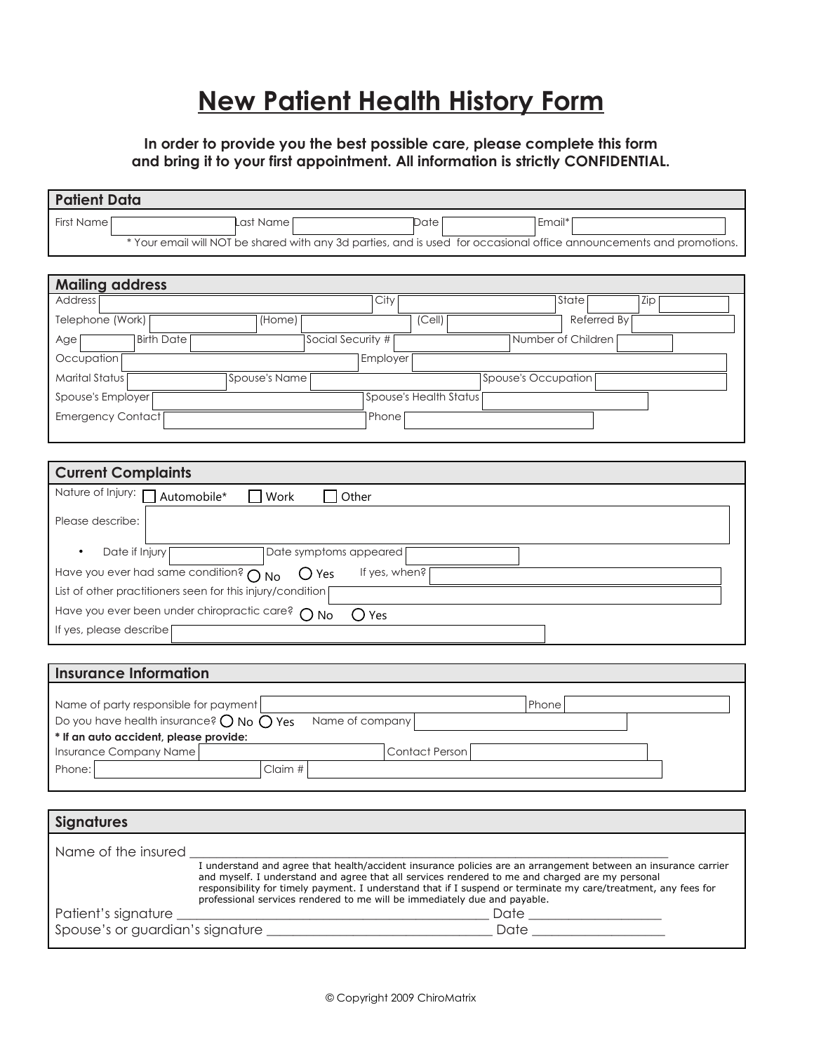# New Patient Health History Form

**In order to provide you the best possible care, please complete this form and bring it to your first appointment. All information is strictly CONFIDENTIAL.**

## Patient Data

First Name ______ Last Name ______ Date ______ Email* ______

* Your email will NOT be shared with any 3d parties, and is used for occasional office announcements and promotions.

## Mailing address

Address ______ City ______ State ______ Zip ______

Telephone (Work) ______ (Home) ______ (Cell) ______ Referred By ______

Age ______ Birth Date ______ Social Security # ______ Number of Children ______

Occupation ______ Employer ______

Marital Status ______ Spouse's Name ______ Spouse's Occupation ______

Spouse's Employer ______ Spouse's Health Status ______

Emergency Contact ______ Phone ______

## Current Complaints

Nature of Injury: ☐ Automobile* ☐ Work ☐ Other

Please describe: ______

- Date if Injury ______ Date symptoms appeared ______

Have you ever had same condition? ○ No ○ Yes If yes, when? ______

List of other practitioners seen for this injury/condition ______

Have you ever been under chiropractic care? ○ No ○ Yes

If yes, please describe ______

## Insurance Information

Name of party responsible for payment ______ Phone ______

Do you have health insurance? ○ No ○ Yes Name of company ______

**\* If an auto accident, please provide:**

Insurance Company Name ______ Contact Person ______

Phone: ______ Claim # ______

## Signatures

Name of the insured ______________________________

I understand and agree that health/accident insurance policies are an arrangement between an insurance carrier and myself. I understand and agree that all services rendered to me and charged are my personal responsibility for timely payment. I understand that if I suspend or terminate my care/treatment, any fees for professional services rendered to me will be immediately due and payable.

Patient's signature ______________________________ Date ______________

Spouse's or guardian's signature ______________________________ Date ______________

© Copyright 2009 ChiroMatrix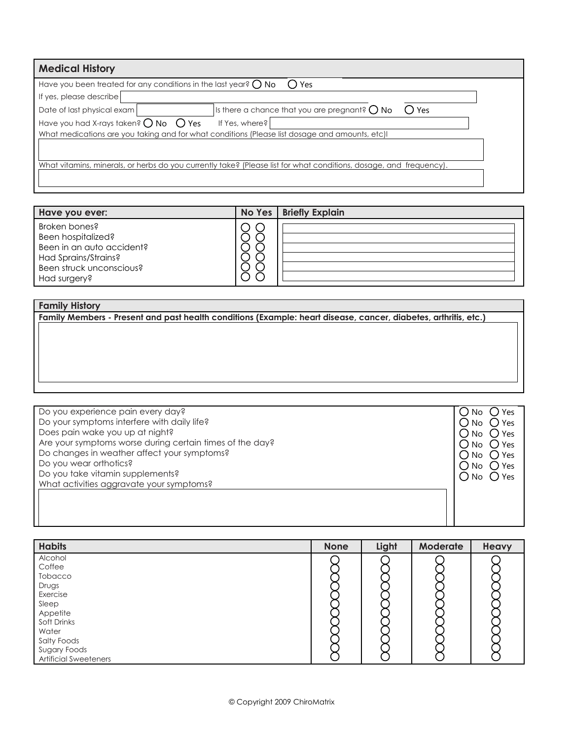## Medical History

Have you been treated for any conditions in the last year? ○ No ○ Yes

If yes, please describe

Date of last physical exam

Is there a chance that you are pregnant? ○ No ○ Yes

Have you had X-rays taken? ○ No ○ Yes If Yes, where?

What medications are you taking and for what conditions (Please list dosage and amounts, etc)l

What vitamins, minerals, or herbs do you currently take? (Please list for what conditions, dosage, and frequency).

| Have you ever: | No | Yes | Briefly Explain |
|---|---|---|---|
| Broken bones? | ○ | ○ | |
| Been hospitalized? | ○ | ○ | |
| Been in an auto accident? | ○ | ○ | |
| Had Sprains/Strains? | ○ | ○ | |
| Been struck unconscious? | ○ | ○ | |
| Had surgery? | ○ | ○ | |

## Family History

**Family Members - Present and past health conditions (Example: heart disease, cancer, diabetes, arthritis, etc.)**

| | |
|---|---|
| Do you experience pain every day? | ○ No ○ Yes |
| Do your symptoms interfere with daily life? | ○ No ○ Yes |
| Does pain wake you up at night? | ○ No ○ Yes |
| Are your symptoms worse during certain times of the day? | ○ No ○ Yes |
| Do changes in weather affect your symptoms? | ○ No ○ Yes |
| Do you wear orthotics? | ○ No ○ Yes |
| Do you take vitamin supplements? | ○ No ○ Yes |

What activities aggravate your symptoms?

| Habits | None | Light | Moderate | Heavy |
|---|---|---|---|---|
| Alcohol | ○ | ○ | ○ | ○ |
| Coffee | ○ | ○ | ○ | ○ |
| Tobacco | ○ | ○ | ○ | ○ |
| Drugs | ○ | ○ | ○ | ○ |
| Exercise | ○ | ○ | ○ | ○ |
| Sleep | ○ | ○ | ○ | ○ |
| Appetite | ○ | ○ | ○ | ○ |
| Soft Drinks | ○ | ○ | ○ | ○ |
| Water | ○ | ○ | ○ | ○ |
| Salty Foods | ○ | ○ | ○ | ○ |
| Sugary Foods | ○ | ○ | ○ | ○ |
| Artificial Sweeteners | ○ | ○ | ○ | ○ |

© Copyright 2009 ChiroMatrix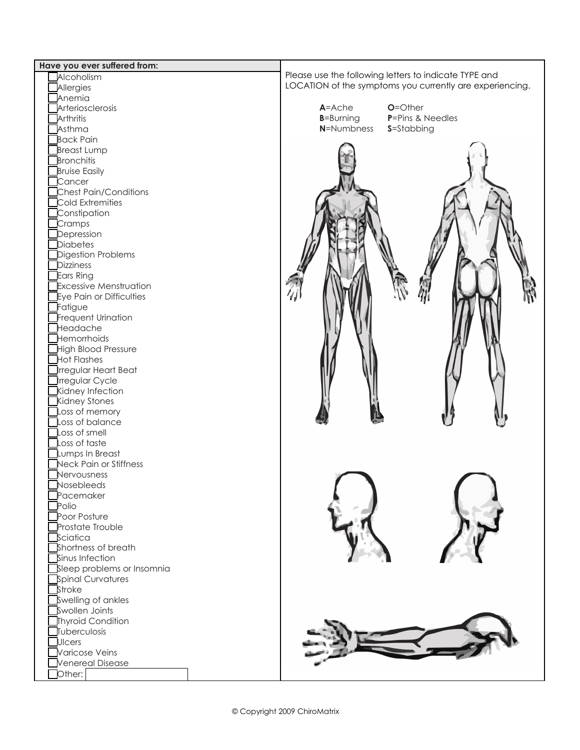**Have you ever suffered from:**

- ☐ Alcoholism
- ☐ Allergies
- ☐ Anemia
- ☐ Arteriosclerosis
- ☐ Arthritis
- ☐ Asthma
- ☐ Back Pain
- ☐ Breast Lump
- ☐ Bronchitis
- ☐ Bruise Easily
- ☐ Cancer
- ☐ Chest Pain/Conditions
- ☐ Cold Extremities
- ☐ Constipation
- ☐ Cramps
- ☐ Depression
- ☐ Diabetes
- ☐ Digestion Problems
- ☐ Dizziness
- ☐ Ears Ring
- ☐ Excessive Menstruation
- ☐ Eye Pain or Difficulties
- ☐ Fatigue
- ☐ Frequent Urination
- ☐ Headache
- ☐ Hemorrhoids
- ☐ High Blood Pressure
- ☐ Hot Flashes
- ☐ Irregular Heart Beat
- ☐ Irregular Cycle
- ☐ Kidney Infection
- ☐ Kidney Stones
- ☐ Loss of memory
- ☐ Loss of balance
- ☐ Loss of smell
- ☐ Loss of taste
- ☐ Lumps In Breast
- ☐ Neck Pain or Stiffness
- ☐ Nervousness
- ☐ Nosebleeds
- ☐ Pacemaker
- ☐ Polio
- ☐ Poor Posture
- ☐ Prostate Trouble
- ☐ Sciatica
- ☐ Shortness of breath
- ☐ Sinus Infection
- ☐ Sleep problems or Insomnia
- ☐ Spinal Curvatures
- ☐ Stroke
- ☐ Swelling of ankles
- ☐ Swollen Joints
- ☐ Thyroid Condition
- ☐ Tuberculosis
- ☐ Ulcers
- ☐ Varicose Veins
- ☐ Venereal Disease
- ☐ Other: ____________

Please use the following letters to indicate TYPE and LOCATION of the symptoms you currently are experiencing.

**A**=Ache
**B**=Burning
**N**=Numbness
**O**=Other
**P**=Pins & Needles
**S**=Stabbing

© Copyright 2009 ChiroMatrix